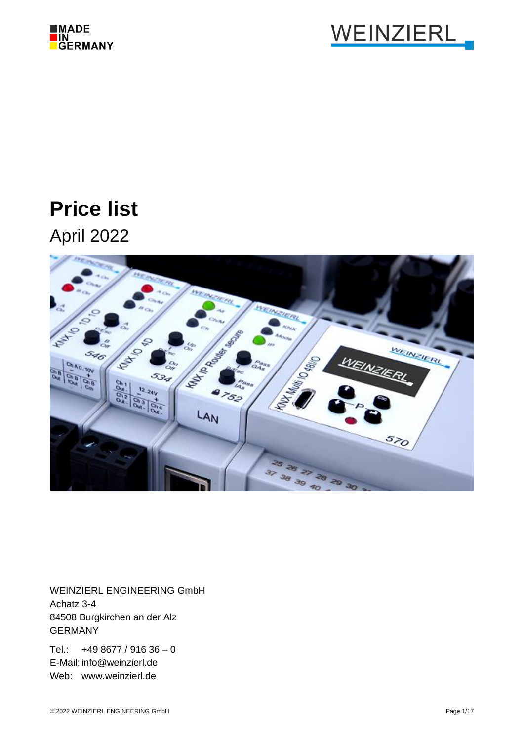MADE IN GERMANY

WEINZIERL

# Price list

April 2022

WEINZIERL ENGINEERING GmbH
Achatz 3-4
84508 Burgkirchen an der Alz
GERMANY

Tel.: +49 8677 / 916 36 – 0
E-Mail: info@weinzierl.de
Web: www.weinzierl.de

© 2022 WEINZIERL ENGINEERING GmbH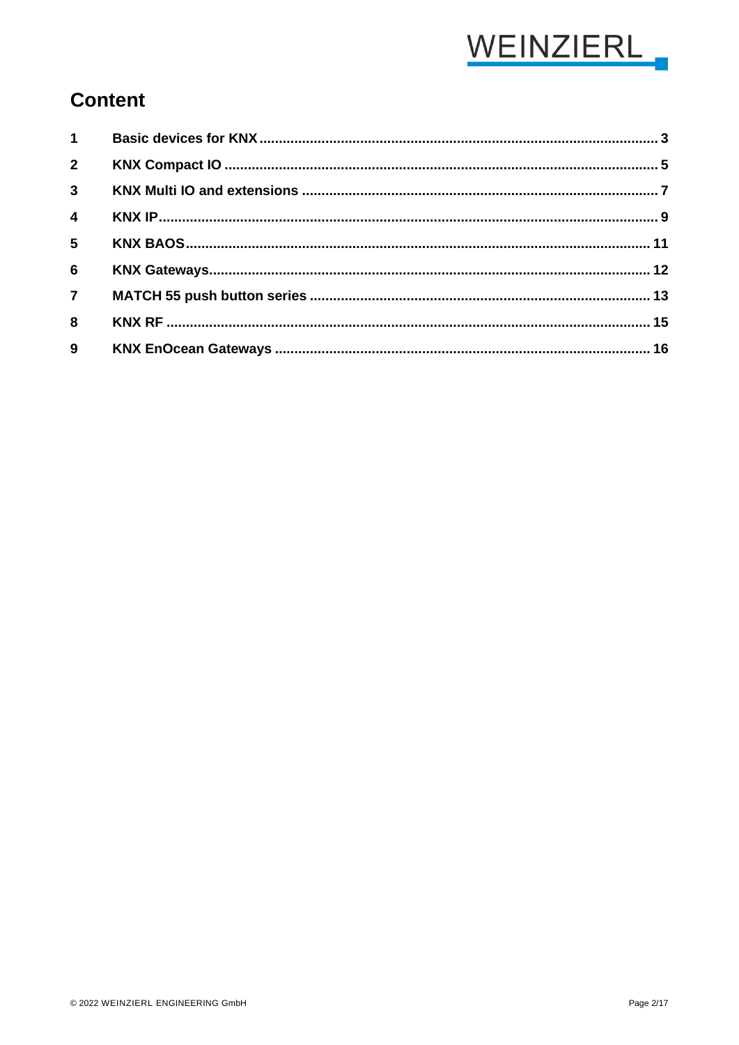# Content

| | | |
|---|---|---|
| 1 | Basic devices for KNX | 3 |
| 2 | KNX Compact IO | 5 |
| 3 | KNX Multi IO and extensions | 7 |
| 4 | KNX IP | 9 |
| 5 | KNX BAOS | 11 |
| 6 | KNX Gateways | 12 |
| 7 | MATCH 55 push button series | 13 |
| 8 | KNX RF | 15 |
| 9 | KNX EnOcean Gateways | 16 |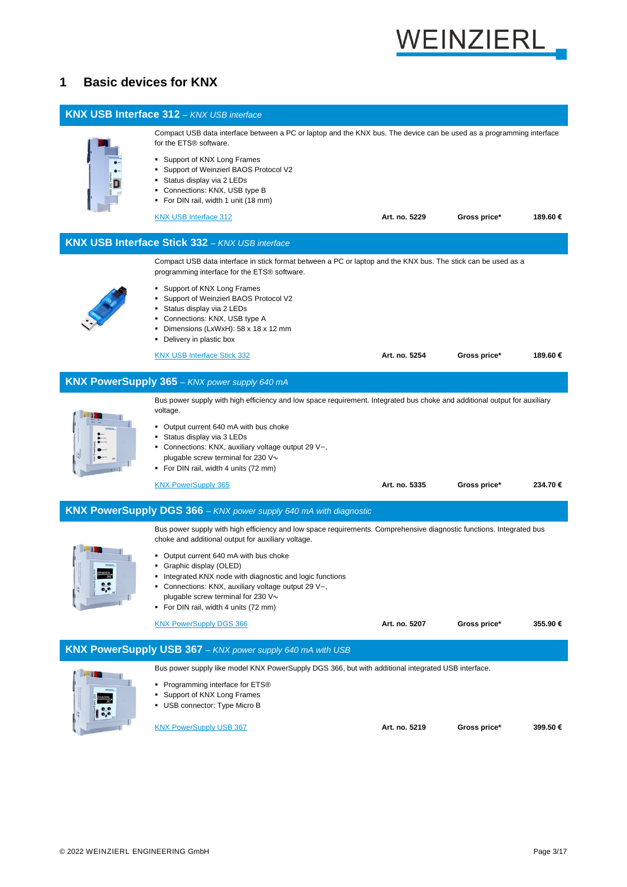# 1 Basic devices for KNX

## KNX USB Interface 312 – *KNX USB interface*

Compact USB data interface between a PC or laptop and the KNX bus. The device can be used as a programming interface for the ETS® software.

- Support of KNX Long Frames
- Support of Weinzierl BAOS Protocol V2
- Status display via 2 LEDs
- Connections: KNX, USB type B
- For DIN rail, width 1 unit (18 mm)

KNX USB Interface 312 | **Art. no. 5229** | **Gross price*** | **189.60 €**

## KNX USB Interface Stick 332 – *KNX USB interface*

Compact USB data interface in stick format between a PC or laptop and the KNX bus. The stick can be used as a programming interface for the ETS® software.

- Support of KNX Long Frames
- Support of Weinzierl BAOS Protocol V2
- Status display via 2 LEDs
- Connections: KNX, USB type A
- Dimensions (LxWxH): 58 x 18 x 12 mm
- Delivery in plastic box

KNX USB Interface Stick 332 | **Art. no. 5254** | **Gross price*** | **189.60 €**

## KNX PowerSupply 365 – *KNX power supply 640 mA*

Bus power supply with high efficiency and low space requirement. Integrated bus choke and additional output for auxiliary voltage.

- Output current 640 mA with bus choke
- Status display via 3 LEDs
- Connections: KNX, auxiliary voltage output 29 V⎓, plugable screw terminal for 230 V~
- For DIN rail, width 4 units (72 mm)

KNX PowerSupply 365 | **Art. no. 5335** | **Gross price*** | **234.70 €**

## KNX PowerSupply DGS 366 – *KNX power supply 640 mA with diagnostic*

Bus power supply with high efficiency and low space requirements. Comprehensive diagnostic functions. Integrated bus choke and additional output for auxiliary voltage.

- Output current 640 mA with bus choke
- Graphic display (OLED)
- Integrated KNX node with diagnostic and logic functions
- Connections: KNX, auxiliary voltage output 29 V⎓, plugable screw terminal for 230 V~
- For DIN rail, width 4 units (72 mm)

KNX PowerSupply DGS 366 | **Art. no. 5207** | **Gross price*** | **355.90 €**

## KNX PowerSupply USB 367 – *KNX power supply 640 mA with USB*

Bus power supply like model KNX PowerSupply DGS 366, but with additional integrated USB interface.

- Programming interface for ETS®
- Support of KNX Long Frames
- USB connector: Type Micro B

KNX PowerSupply USB 367 | **Art. no. 5219** | **Gross price*** | **399.50 €**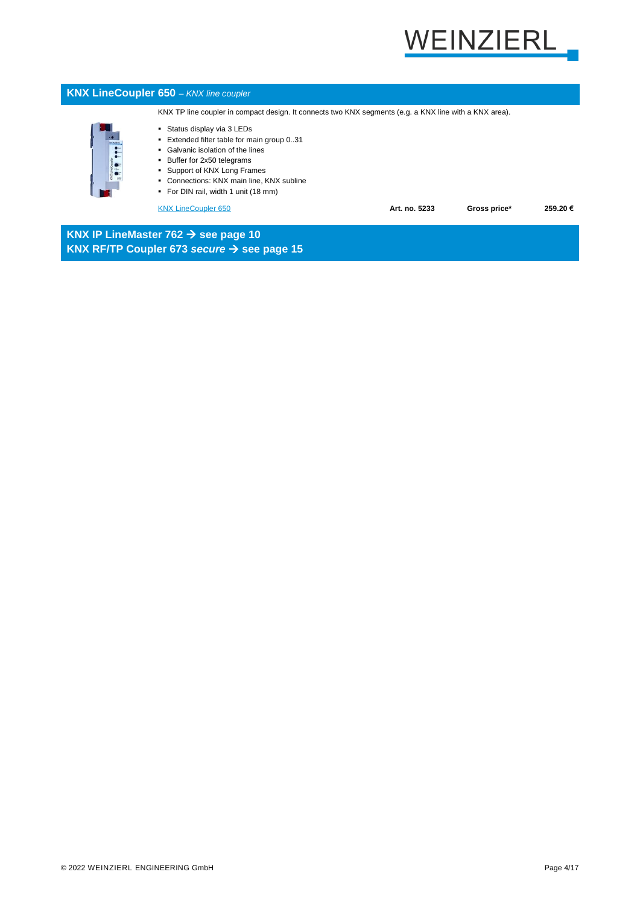## KNX LineCoupler 650 – *KNX line coupler*

KNX TP line coupler in compact design. It connects two KNX segments (e.g. a KNX line with a KNX area).

- Status display via 3 LEDs
- Extended filter table for main group 0..31
- Galvanic isolation of the lines
- Buffer for 2x50 telegrams
- Support of KNX Long Frames
- Connections: KNX main line, KNX subline
- For DIN rail, width 1 unit (18 mm)

| KNX LineCoupler 650 | **Art. no. 5233** | **Gross price*** | **259.20 €** |
|---|---|---|---|

**KNX IP LineMaster 762 → see page 10**
**KNX RF/TP Coupler 673 *secure* → see page 15**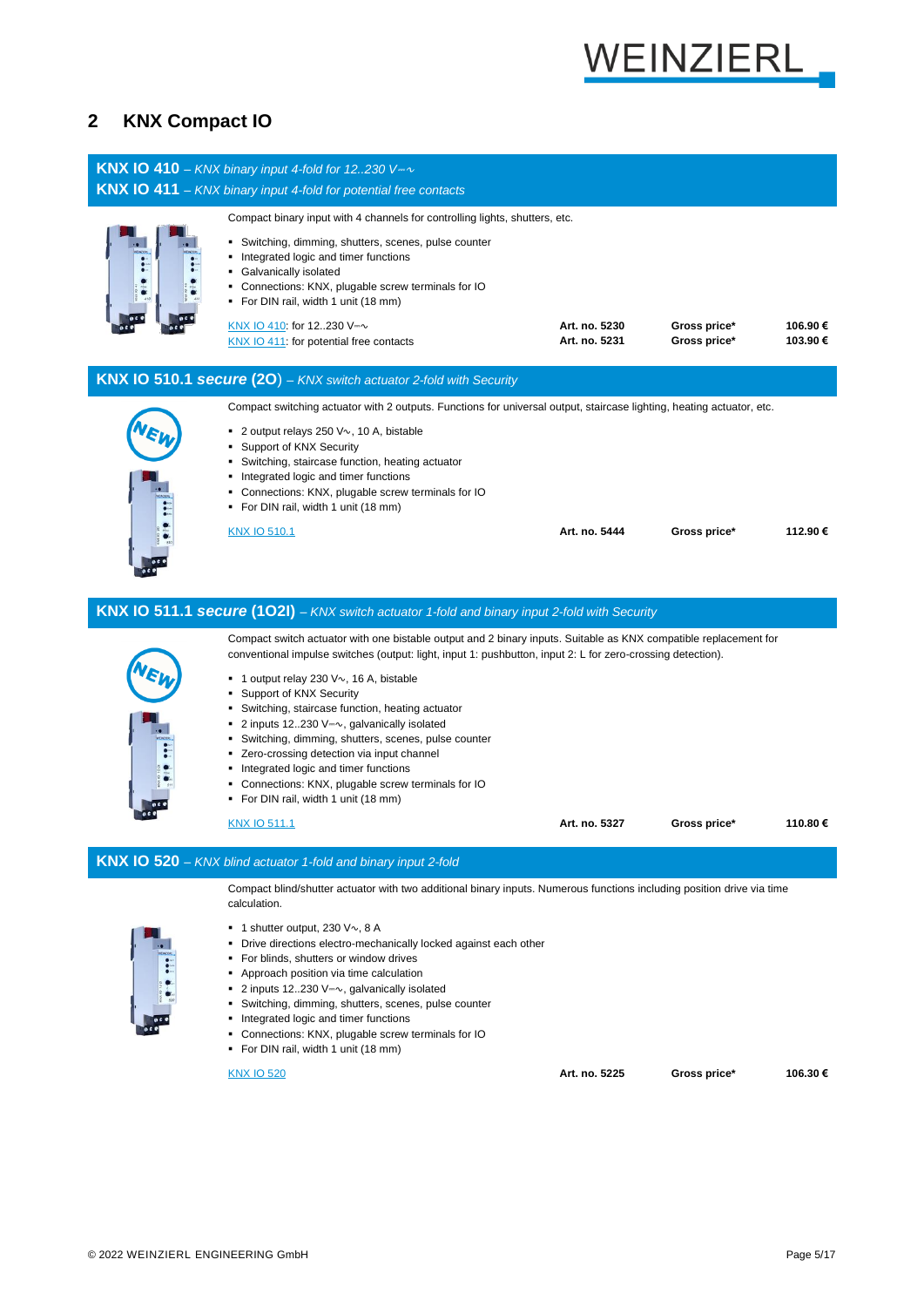## 2 KNX Compact IO

### KNX IO 410 – *KNX binary input 4-fold for 12..230 V⎓∿*
### KNX IO 411 – *KNX binary input 4-fold for potential free contacts*

Compact binary input with 4 channels for controlling lights, shutters, etc.

- Switching, dimming, shutters, scenes, pulse counter
- Integrated logic and timer functions
- Galvanically isolated
- Connections: KNX, plugable screw terminals for IO
- For DIN rail, width 1 unit (18 mm)

| | | | |
|---|---|---|---|
| KNX IO 410: for 12..230 V⎓∿ | **Art. no. 5230** | **Gross price*** | **106.90 €** |
| KNX IO 411: for potential free contacts | **Art. no. 5231** | **Gross price*** | **103.90 €** |

### KNX IO 510.1 *secure* (2O) – *KNX switch actuator 2-fold with Security*

Compact switching actuator with 2 outputs. Functions for universal output, staircase lighting, heating actuator, etc.

- 2 output relays 250 V∿, 10 A, bistable
- Support of KNX Security
- Switching, staircase function, heating actuator
- Integrated logic and timer functions
- Connections: KNX, plugable screw terminals for IO
- For DIN rail, width 1 unit (18 mm)

| | | | |
|---|---|---|---|
| KNX IO 510.1 | **Art. no. 5444** | **Gross price*** | **112.90 €** |

### KNX IO 511.1 *secure* (1O2I) – *KNX switch actuator 1-fold and binary input 2-fold with Security*

Compact switch actuator with one bistable output and 2 binary inputs. Suitable as KNX compatible replacement for conventional impulse switches (output: light, input 1: pushbutton, input 2: L for zero-crossing detection).

- 1 output relay 230 V∿, 16 A, bistable
- Support of KNX Security
- Switching, staircase function, heating actuator
- 2 inputs 12..230 V⎓∿, galvanically isolated
- Switching, dimming, shutters, scenes, pulse counter
- Zero-crossing detection via input channel
- Integrated logic and timer functions
- Connections: KNX, plugable screw terminals for IO
- For DIN rail, width 1 unit (18 mm)

| | | | |
|---|---|---|---|
| KNX IO 511.1 | **Art. no. 5327** | **Gross price*** | **110.80 €** |

### KNX IO 520 – *KNX blind actuator 1-fold and binary input 2-fold*

Compact blind/shutter actuator with two additional binary inputs. Numerous functions including position drive via time calculation.

- 1 shutter output, 230 V∿, 8 A
- Drive directions electro-mechanically locked against each other
- For blinds, shutters or window drives
- Approach position via time calculation
- 2 inputs 12..230 V⎓∿, galvanically isolated
- Switching, dimming, shutters, scenes, pulse counter
- Integrated logic and timer functions
- Connections: KNX, plugable screw terminals for IO
- For DIN rail, width 1 unit (18 mm)

| | | | |
|---|---|---|---|
| KNX IO 520 | **Art. no. 5225** | **Gross price*** | **106.30 €** |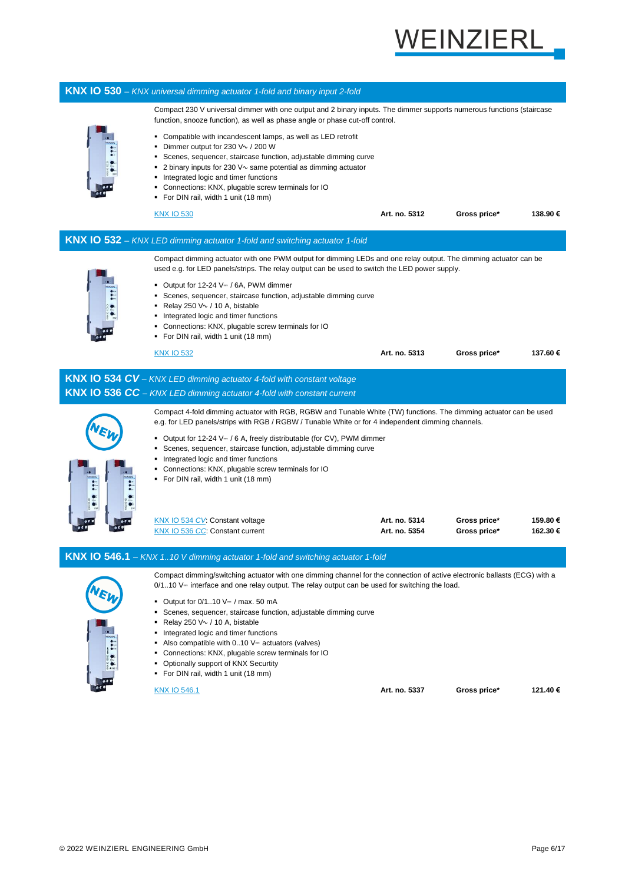## KNX IO 530 – *KNX universal dimming actuator 1-fold and binary input 2-fold*

Compact 230 V universal dimmer with one output and 2 binary inputs. The dimmer supports numerous functions (staircase function, snooze function), as well as phase angle or phase cut-off control.

- Compatible with incandescent lamps, as well as LED retrofit
- Dimmer output for 230 V~ / 200 W
- Scenes, sequencer, staircase function, adjustable dimming curve
- 2 binary inputs for 230 V~ same potential as dimming actuator
- Integrated logic and timer functions
- Connections: KNX, plugable screw terminals for IO
- For DIN rail, width 1 unit (18 mm)

| | | | |
|---|---|---|---|
| KNX IO 530 | **Art. no. 5312** | **Gross price*** | **138.90 €** |

## KNX IO 532 – *KNX LED dimming actuator 1-fold and switching actuator 1-fold*

Compact dimming actuator with one PWM output for dimming LEDs and one relay output. The dimming actuator can be used e.g. for LED panels/strips. The relay output can be used to switch the LED power supply.

- Output for 12-24 V⎓ / 6A, PWM dimmer
- Scenes, sequencer, staircase function, adjustable dimming curve
- Relay 250 V~ / 10 A, bistable
- Integrated logic and timer functions
- Connections: KNX, plugable screw terminals for IO
- For DIN rail, width 1 unit (18 mm)

| | | | |
|---|---|---|---|
| KNX IO 532 | **Art. no. 5313** | **Gross price*** | **137.60 €** |

## KNX IO 534 *CV* – *KNX LED dimming actuator 4-fold with constant voltage*
## KNX IO 536 *CC* – *KNX LED dimming actuator 4-fold with constant current*

Compact 4-fold dimming actuator with RGB, RGBW and Tunable White (TW) functions. The dimming actuator can be used e.g. for LED panels/strips with RGB / RGBW / Tunable White or for 4 independent dimming channels.

- Output for 12-24 V⎓ / 6 A, freely distributable (for CV), PWM dimmer
- Scenes, sequencer, staircase function, adjustable dimming curve
- Integrated logic and timer functions
- Connections: KNX, plugable screw terminals for IO
- For DIN rail, width 1 unit (18 mm)

| | | | |
|---|---|---|---|
| KNX IO 534 *CV*: Constant voltage | **Art. no. 5314** | **Gross price*** | **159.80 €** |
| KNX IO 536 *CC*: Constant current | **Art. no. 5354** | **Gross price*** | **162.30 €** |

## KNX IO 546.1 – *KNX 1..10 V dimming actuator 1-fold and switching actuator 1-fold*

Compact dimming/switching actuator with one dimming channel for the connection of active electronic ballasts (ECG) with a 0/1..10 V⎓ interface and one relay output. The relay output can be used for switching the load.

- Output for 0/1..10 V⎓ / max. 50 mA
- Scenes, sequencer, staircase function, adjustable dimming curve
- Relay 250 V~ / 10 A, bistable
- Integrated logic and timer functions
- Also compatible with 0..10 V⎓ actuators (valves)
- Connections: KNX, plugable screw terminals for IO
- Optionally support of KNX Security
- For DIN rail, width 1 unit (18 mm)

| | | | |
|---|---|---|---|
| KNX IO 546.1 | **Art. no. 5337** | **Gross price*** | **121.40 €** |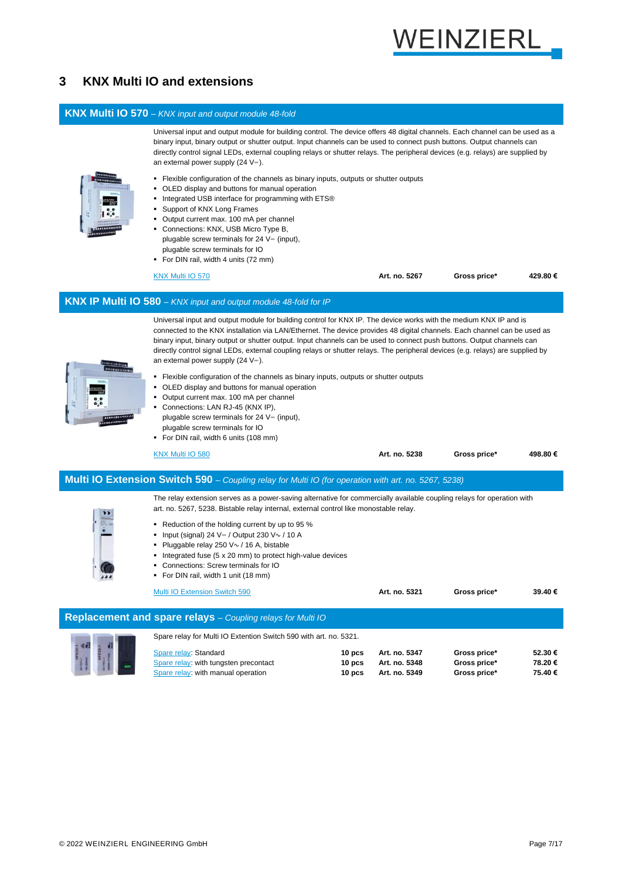# 3 KNX Multi IO and extensions

## KNX Multi IO 570 – *KNX input and output module 48-fold*

Universal input and output module for building control. The device offers 48 digital channels. Each channel can be used as a binary input, binary output or shutter output. Input channels can be used to connect push buttons. Output channels can directly control signal LEDs, external coupling relays or shutter relays. The peripheral devices (e.g. relays) are supplied by an external power supply (24 V⎓).

- Flexible configuration of the channels as binary inputs, outputs or shutter outputs
- OLED display and buttons for manual operation
- Integrated USB interface for programming with ETS®
- Support of KNX Long Frames
- Output current max. 100 mA per channel
- Connections: KNX, USB Micro Type B, plugable screw terminals for 24 V⎓ (input), plugable screw terminals for IO
- For DIN rail, width 4 units (72 mm)

| KNX Multi IO 570 | Art. no. 5267 | Gross price* | 429.80 € |
|---|---|---|---|

## KNX IP Multi IO 580 – *KNX input and output module 48-fold for IP*

Universal input and output module for building control for KNX IP. The device works with the medium KNX IP and is connected to the KNX installation via LAN/Ethernet. The device provides 48 digital channels. Each channel can be used as binary input, binary output or shutter output. Input channels can be used to connect push buttons. Output channels can directly control signal LEDs, external coupling relays or shutter relays. The peripheral devices (e.g. relays) are supplied by an external power supply (24 V⎓).

- Flexible configuration of the channels as binary inputs, outputs or shutter outputs
- OLED display and buttons for manual operation
- Output current max. 100 mA per channel
- Connections: LAN RJ-45 (KNX IP), plugable screw terminals for 24 V⎓ (input), plugable screw terminals for IO
- For DIN rail, width 6 units (108 mm)

| KNX Multi IO 580 | Art. no. 5238 | Gross price* | 498.80 € |
|---|---|---|---|

## Multi IO Extension Switch 590 – *Coupling relay for Multi IO (for operation with art. no. 5267, 5238)*

The relay extension serves as a power-saving alternative for commercially available coupling relays for operation with art. no. 5267, 5238. Bistable relay internal, external control like monostable relay.

- Reduction of the holding current by up to 95 %
- Input (signal) 24 V⎓ / Output 230 V∿ / 10 A
- Pluggable relay 250 V∿ / 16 A, bistable
- Integrated fuse (5 x 20 mm) to protect high-value devices
- Connections: Screw terminals for IO
- For DIN rail, width 1 unit (18 mm)

| Multi IO Extension Switch 590 | Art. no. 5321 | Gross price* | 39.40 € |
|---|---|---|---|

## Replacement and spare relays – *Coupling relays for Multi IO*

Spare relay for Multi IO Extention Switch 590 with art. no. 5321.

| Product | Quantity | Art. no. | Price | |
|---|---|---|---|---|
| Spare relay: Standard | 10 pcs | Art. no. 5347 | Gross price* | 52.30 € |
| Spare relay: with tungsten precontact | 10 pcs | Art. no. 5348 | Gross price* | 78.20 € |
| Spare relay: with manual operation | 10 pcs | Art. no. 5349 | Gross price* | 75.40 € |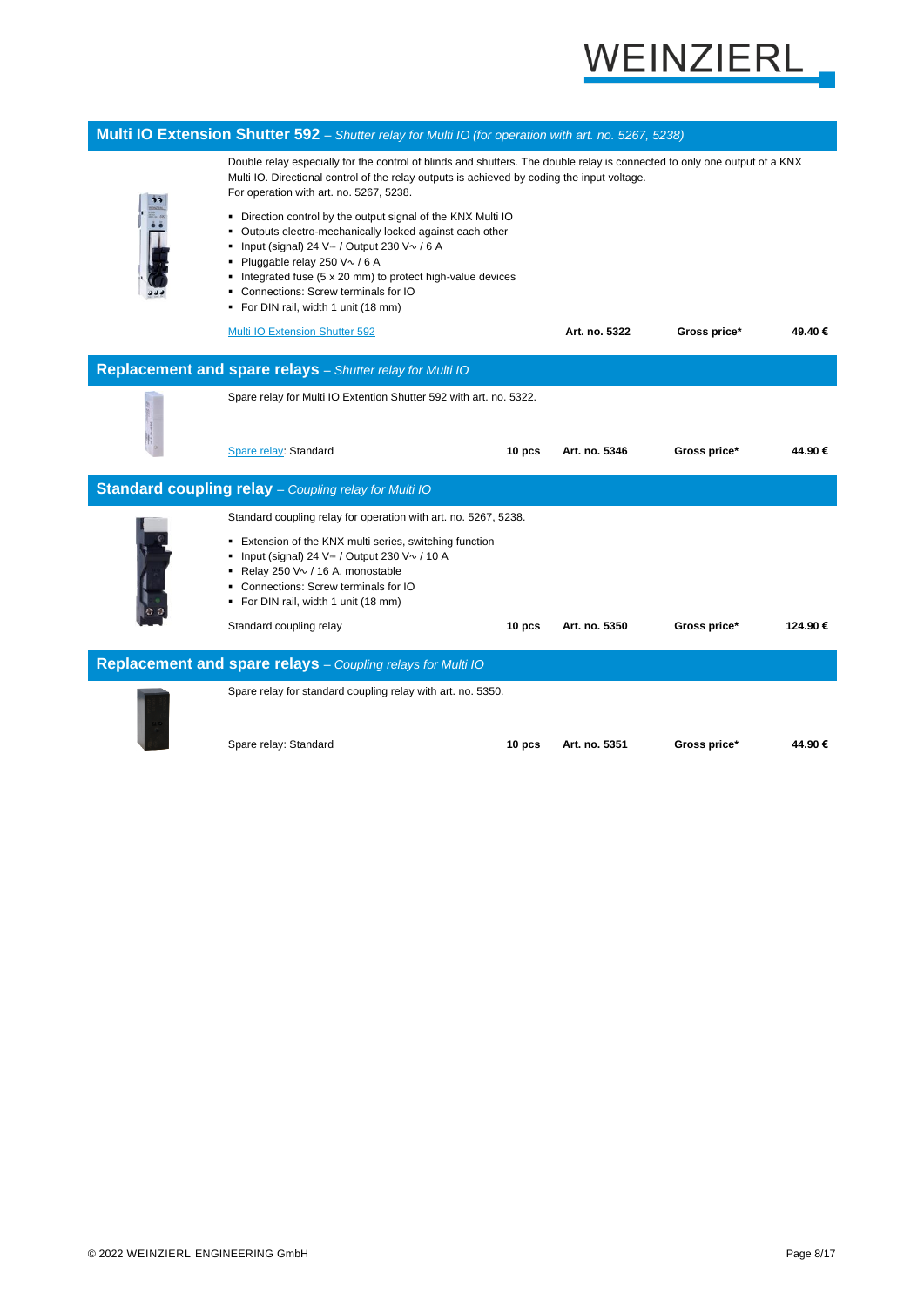## Multi IO Extension Shutter 592 – *Shutter relay for Multi IO (for operation with art. no. 5267, 5238)*

Double relay especially for the control of blinds and shutters. The double relay is connected to only one output of a KNX Multi IO. Directional control of the relay outputs is achieved by coding the input voltage.
For operation with art. no. 5267, 5238.

- Direction control by the output signal of the KNX Multi IO
- Outputs electro-mechanically locked against each other
- Input (signal) 24 V⎓ / Output 230 V∿ / 6 A
- Pluggable relay 250 V∿ / 6 A
- Integrated fuse (5 x 20 mm) to protect high-value devices
- Connections: Screw terminals for IO
- For DIN rail, width 1 unit (18 mm)

| Multi IO Extension Shutter 592 | | Art. no. 5322 | Gross price* | 49.40 € |
|---|---|---|---|---|

## Replacement and spare relays – *Shutter relay for Multi IO*

Spare relay for Multi IO Extention Shutter 592 with art. no. 5322.

| Spare relay: Standard | 10 pcs | Art. no. 5346 | Gross price* | 44.90 € |
|---|---|---|---|---|

## Standard coupling relay – *Coupling relay for Multi IO*

Standard coupling relay for operation with art. no. 5267, 5238.

- Extension of the KNX multi series, switching function
- Input (signal) 24 V⎓ / Output 230 V∿ / 10 A
- Relay 250 V∿ / 16 A, monostable
- Connections: Screw terminals for IO
- For DIN rail, width 1 unit (18 mm)

| Standard coupling relay | 10 pcs | Art. no. 5350 | Gross price* | 124.90 € |
|---|---|---|---|---|

## Replacement and spare relays – *Coupling relays for Multi IO*

Spare relay for standard coupling relay with art. no. 5350.

| Spare relay: Standard | 10 pcs | Art. no. 5351 | Gross price* | 44.90 € |
|---|---|---|---|---|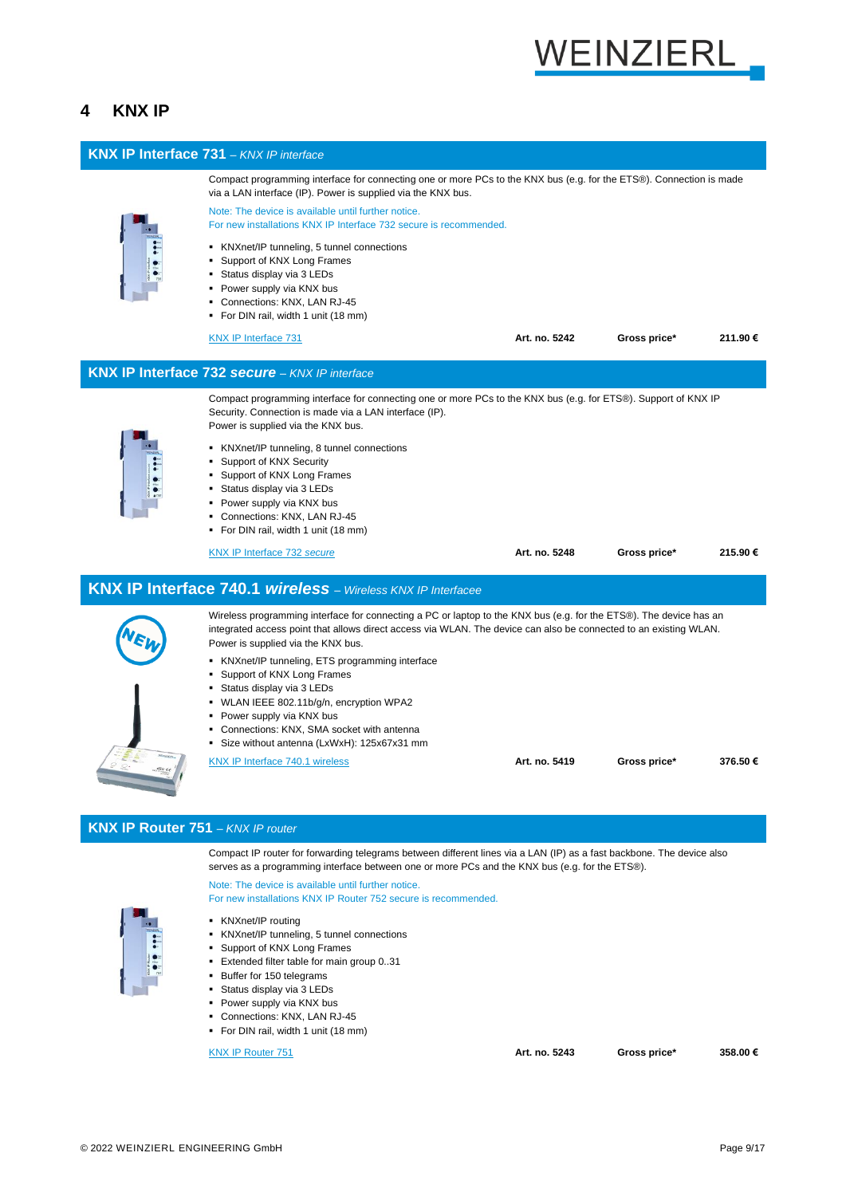# 4 KNX IP

## KNX IP Interface 731 – *KNX IP interface*

Compact programming interface for connecting one or more PCs to the KNX bus (e.g. for the ETS®). Connection is made via a LAN interface (IP). Power is supplied via the KNX bus.

Note: The device is available until further notice.
For new installations KNX IP Interface 732 secure is recommended.

- KNXnet/IP tunneling, 5 tunnel connections
- Support of KNX Long Frames
- Status display via 3 LEDs
- Power supply via KNX bus
- Connections: KNX, LAN RJ-45
- For DIN rail, width 1 unit (18 mm)

| KNX IP Interface 731 | **Art. no. 5242** | **Gross price*** | **211.90 €** |
|---|---|---|---|

## KNX IP Interface 732 *secure* – *KNX IP interface*

Compact programming interface for connecting one or more PCs to the KNX bus (e.g. for ETS®). Support of KNX IP Security. Connection is made via a LAN interface (IP).
Power is supplied via the KNX bus.

- KNXnet/IP tunneling, 8 tunnel connections
- Support of KNX Security
- Support of KNX Long Frames
- Status display via 3 LEDs
- Power supply via KNX bus
- Connections: KNX, LAN RJ-45
- For DIN rail, width 1 unit (18 mm)

| KNX IP Interface 732 *secure* | **Art. no. 5248** | **Gross price*** | **215.90 €** |
|---|---|---|---|

## KNX IP Interface 740.1 *wireless* – *Wireless KNX IP Interfacee*

NEW

Wireless programming interface for connecting a PC or laptop to the KNX bus (e.g. for the ETS®). The device has an integrated access point that allows direct access via WLAN. The device can also be connected to an existing WLAN. Power is supplied via the KNX bus.

- KNXnet/IP tunneling, ETS programming interface
- Support of KNX Long Frames
- Status display via 3 LEDs
- WLAN IEEE 802.11b/g/n, encryption WPA2
- Power supply via KNX bus
- Connections: KNX, SMA socket with antenna
- Size without antenna (LxWxH): 125x67x31 mm

| KNX IP Interface 740.1 wireless | **Art. no. 5419** | **Gross price*** | **376.50 €** |
|---|---|---|---|

## KNX IP Router 751 – *KNX IP router*

Compact IP router for forwarding telegrams between different lines via a LAN (IP) as a fast backbone. The device also serves as a programming interface between one or more PCs and the KNX bus (e.g. for the ETS®).

Note: The device is available until further notice.
For new installations KNX IP Router 752 secure is recommended.

- KNXnet/IP routing
- KNXnet/IP tunneling, 5 tunnel connections
- Support of KNX Long Frames
- Extended filter table for main group 0..31
- Buffer for 150 telegrams
- Status display via 3 LEDs
- Power supply via KNX bus
- Connections: KNX, LAN RJ-45
- For DIN rail, width 1 unit (18 mm)

| KNX IP Router 751 | **Art. no. 5243** | **Gross price*** | **358.00 €** |
|---|---|---|---|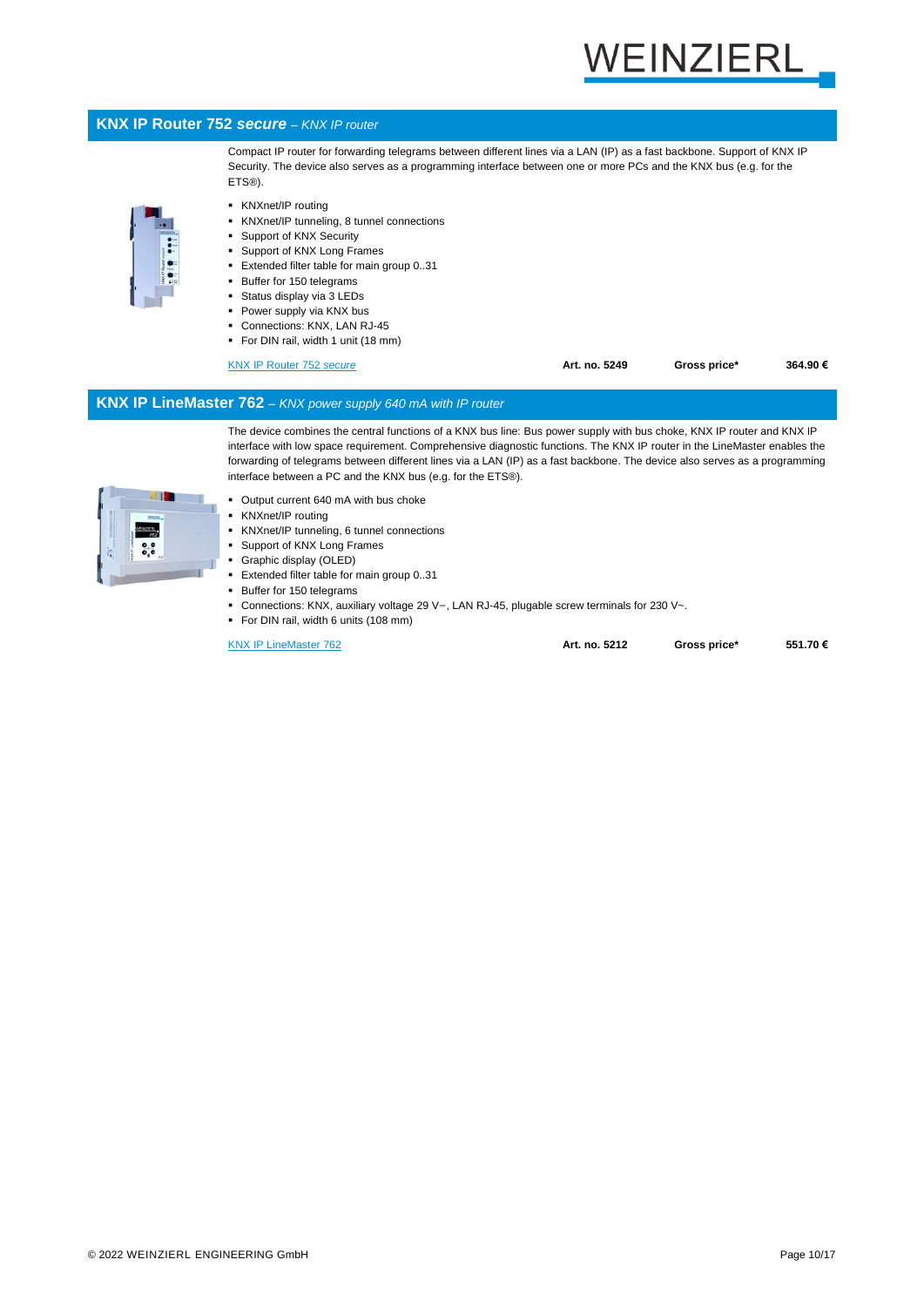## KNX IP Router 752 *secure* – *KNX IP router*

Compact IP router for forwarding telegrams between different lines via a LAN (IP) as a fast backbone. Support of KNX IP Security. The device also serves as a programming interface between one or more PCs and the KNX bus (e.g. for the ETS®).

- KNXnet/IP routing
- KNXnet/IP tunneling, 8 tunnel connections
- Support of KNX Security
- Support of KNX Long Frames
- Extended filter table for main group 0..31
- Buffer for 150 telegrams
- Status display via 3 LEDs
- Power supply via KNX bus
- Connections: KNX, LAN RJ-45
- For DIN rail, width 1 unit (18 mm)

KNX IP Router 752 *secure* | **Art. no. 5249** | **Gross price*** | **364.90 €**

## KNX IP LineMaster 762 – *KNX power supply 640 mA with IP router*

The device combines the central functions of a KNX bus line: Bus power supply with bus choke, KNX IP router and KNX IP interface with low space requirement. Comprehensive diagnostic functions. The KNX IP router in the LineMaster enables the forwarding of telegrams between different lines via a LAN (IP) as a fast backbone. The device also serves as a programming interface between a PC and the KNX bus (e.g. for the ETS®).

- Output current 640 mA with bus choke
- KNXnet/IP routing
- KNXnet/IP tunneling, 6 tunnel connections
- Support of KNX Long Frames
- Graphic display (OLED)
- Extended filter table for main group 0..31
- Buffer for 150 telegrams
- Connections: KNX, auxiliary voltage 29 V⎓, LAN RJ-45, plugable screw terminals for 230 V~.
- For DIN rail, width 6 units (108 mm)

KNX IP LineMaster 762 | **Art. no. 5212** | **Gross price*** | **551.70 €**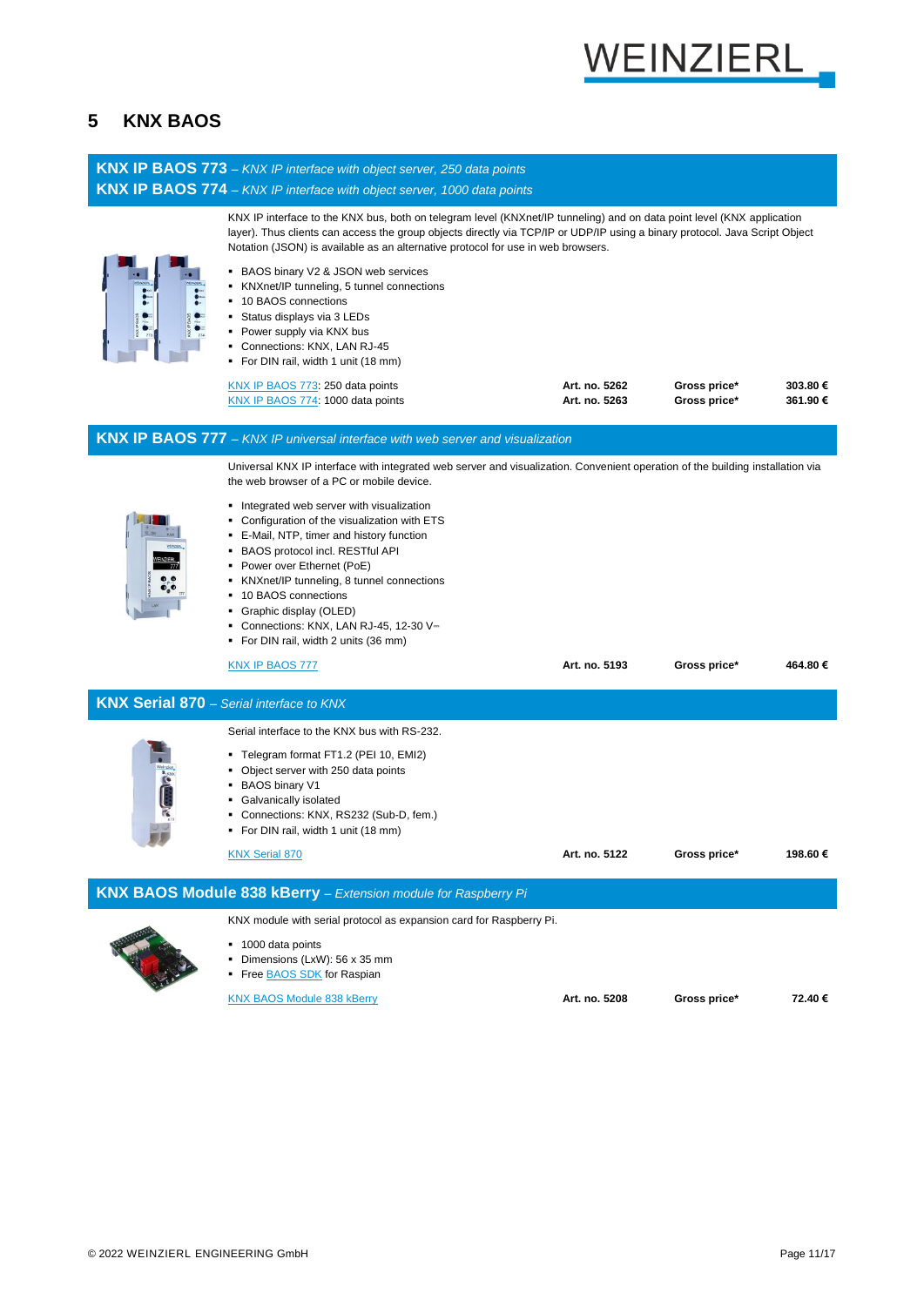# 5 KNX BAOS

## KNX IP BAOS 773 – *KNX IP interface with object server, 250 data points*
## KNX IP BAOS 774 – *KNX IP interface with object server, 1000 data points*

KNX IP interface to the KNX bus, both on telegram level (KNXnet/IP tunneling) and on data point level (KNX application layer). Thus clients can access the group objects directly via TCP/IP or UDP/IP using a binary protocol. Java Script Object Notation (JSON) is available as an alternative protocol for use in web browsers.

- BAOS binary V2 & JSON web services
- KNXnet/IP tunneling, 5 tunnel connections
- 10 BAOS connections
- Status displays via 3 LEDs
- Power supply via KNX bus
- Connections: KNX, LAN RJ-45
- For DIN rail, width 1 unit (18 mm)

| | | | |
|---|---|---|---|
| KNX IP BAOS 773: 250 data points | **Art. no. 5262** | **Gross price*** | **303.80 €** |
| KNX IP BAOS 774: 1000 data points | **Art. no. 5263** | **Gross price*** | **361.90 €** |

## KNX IP BAOS 777 – *KNX IP universal interface with web server and visualization*

Universal KNX IP interface with integrated web server and visualization. Convenient operation of the building installation via the web browser of a PC or mobile device.

- Integrated web server with visualization
- Configuration of the visualization with ETS
- E-Mail, NTP, timer and history function
- BAOS protocol incl. RESTful API
- Power over Ethernet (PoE)
- KNXnet/IP tunneling, 8 tunnel connections
- 10 BAOS connections
- Graphic display (OLED)
- Connections: KNX, LAN RJ-45, 12-30 V⎓
- For DIN rail, width 2 units (36 mm)

| | | | |
|---|---|---|---|
| KNX IP BAOS 777 | **Art. no. 5193** | **Gross price*** | **464.80 €** |

## KNX Serial 870 – *Serial interface to KNX*

Serial interface to the KNX bus with RS-232.

- Telegram format FT1.2 (PEI 10, EMI2)
- Object server with 250 data points
- BAOS binary V1
- Galvanically isolated
- Connections: KNX, RS232 (Sub-D, fem.)
- For DIN rail, width 1 unit (18 mm)

| | | | |
|---|---|---|---|
| KNX Serial 870 | **Art. no. 5122** | **Gross price*** | **198.60 €** |

## KNX BAOS Module 838 kBerry – *Extension module for Raspberry Pi*

KNX module with serial protocol as expansion card for Raspberry Pi.

- 1000 data points
- Dimensions (LxW): 56 x 35 mm
- Free BAOS SDK for Raspian

| | | | |
|---|---|---|---|
| KNX BAOS Module 838 kBerry | **Art. no. 5208** | **Gross price*** | **72.40 €** |

© 2022 WEINZIERL ENGINEERING GmbH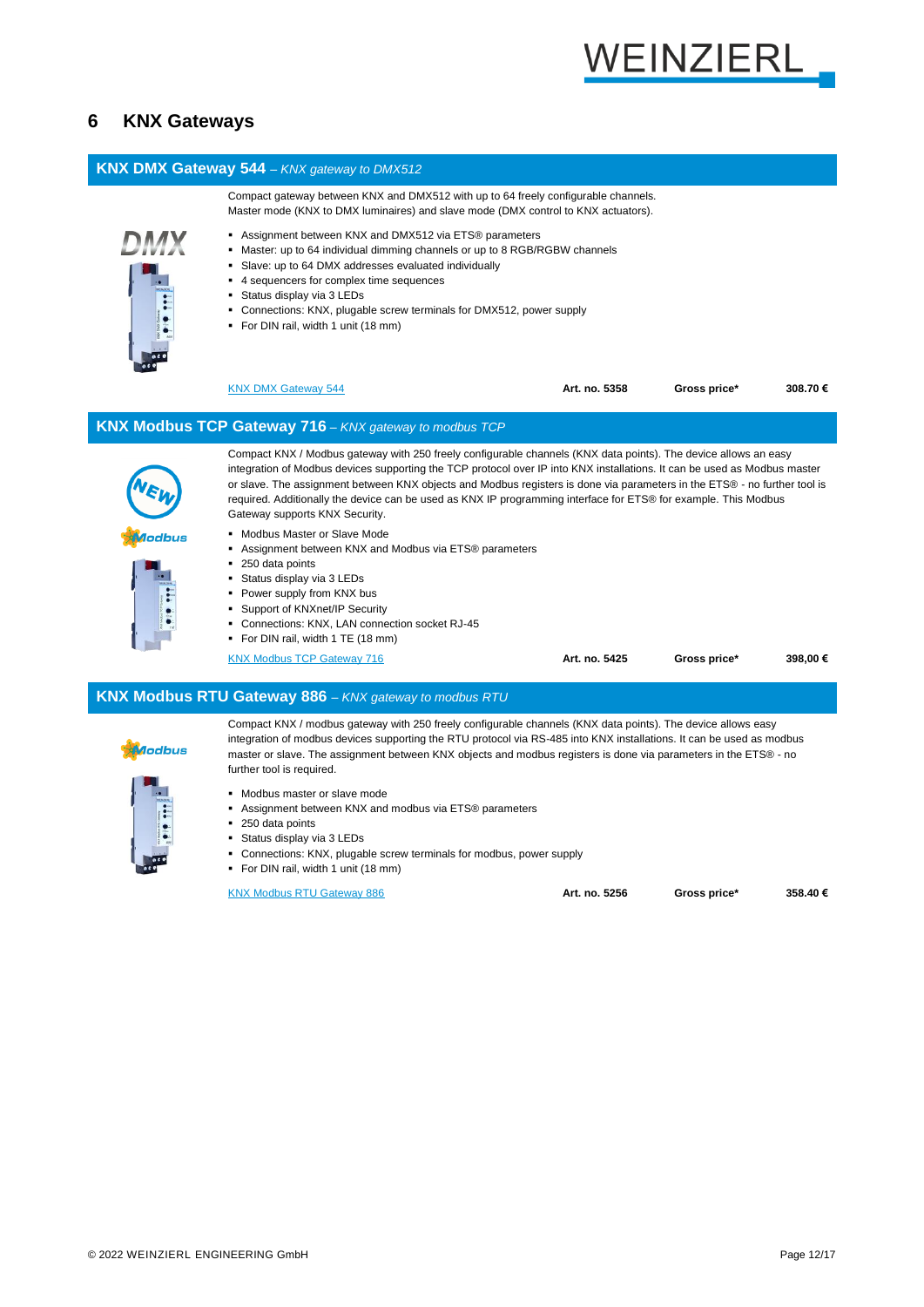# 6 KNX Gateways

## KNX DMX Gateway 544 – *KNX gateway to DMX512*

Compact gateway between KNX and DMX512 with up to 64 freely configurable channels. Master mode (KNX to DMX luminaires) and slave mode (DMX control to KNX actuators).

- Assignment between KNX and DMX512 via ETS® parameters
- Master: up to 64 individual dimming channels or up to 8 RGB/RGBW channels
- Slave: up to 64 DMX addresses evaluated individually
- 4 sequencers for complex time sequences
- Status display via 3 LEDs
- Connections: KNX, plugable screw terminals for DMX512, power supply
- For DIN rail, width 1 unit (18 mm)

| KNX DMX Gateway 544 | **Art. no. 5358** | **Gross price*** | **308.70 €** |
|---|---|---|---|

## KNX Modbus TCP Gateway 716 – *KNX gateway to modbus TCP*

Compact KNX / Modbus gateway with 250 freely configurable channels (KNX data points). The device allows an easy integration of Modbus devices supporting the TCP protocol over IP into KNX installations. It can be used as Modbus master or slave. The assignment between KNX objects and Modbus registers is done via parameters in the ETS® - no further tool is required. Additionally the device can be used as KNX IP programming interface for ETS® for example. This Modbus Gateway supports KNX Security.

- Modbus Master or Slave Mode
- Assignment between KNX and Modbus via ETS® parameters
- 250 data points
- Status display via 3 LEDs
- Power supply from KNX bus
- Support of KNXnet/IP Security
- Connections: KNX, LAN connection socket RJ-45
- For DIN rail, width 1 TE (18 mm)

| KNX Modbus TCP Gateway 716 | **Art. no. 5425** | **Gross price*** | **398,00 €** |
|---|---|---|---|

## KNX Modbus RTU Gateway 886 – *KNX gateway to modbus RTU*

Compact KNX / modbus gateway with 250 freely configurable channels (KNX data points). The device allows easy integration of modbus devices supporting the RTU protocol via RS-485 into KNX installations. It can be used as modbus master or slave. The assignment between KNX objects and modbus registers is done via parameters in the ETS® - no further tool is required.

- Modbus master or slave mode
- Assignment between KNX and modbus via ETS® parameters
- 250 data points
- Status display via 3 LEDs
- Connections: KNX, plugable screw terminals for modbus, power supply
- For DIN rail, width 1 unit (18 mm)

| KNX Modbus RTU Gateway 886 | **Art. no. 5256** | **Gross price*** | **358.40 €** |
|---|---|---|---|

© 2022 WEINZIERL ENGINEERING GmbH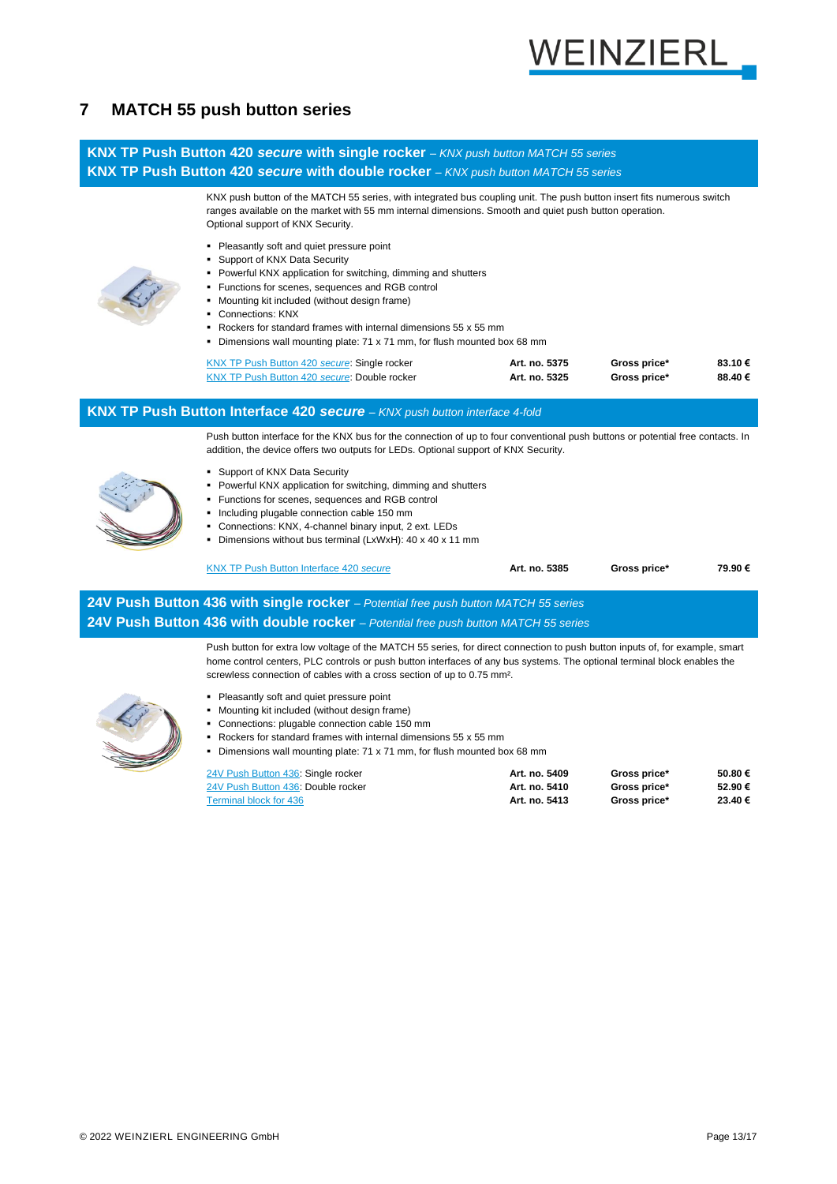# 7 MATCH 55 push button series

## KNX TP Push Button 420 *secure* with single rocker – *KNX push button MATCH 55 series*
## KNX TP Push Button 420 *secure* with double rocker – *KNX push button MATCH 55 series*

KNX push button of the MATCH 55 series, with integrated bus coupling unit. The push button insert fits numerous switch ranges available on the market with 55 mm internal dimensions. Smooth and quiet push button operation. Optional support of KNX Security.

- Pleasantly soft and quiet pressure point
- Support of KNX Data Security
- Powerful KNX application for switching, dimming and shutters
- Functions for scenes, sequences and RGB control
- Mounting kit included (without design frame)
- Connections: KNX
- Rockers for standard frames with internal dimensions 55 x 55 mm
- Dimensions wall mounting plate: 71 x 71 mm, for flush mounted box 68 mm

| | | | |
|---|---|---|---|
| KNX TP Push Button 420 *secure*: Single rocker | **Art. no. 5375** | **Gross price*** | **83.10 €** |
| KNX TP Push Button 420 *secure*: Double rocker | **Art. no. 5325** | **Gross price*** | **88.40 €** |

## KNX TP Push Button Interface 420 *secure* – *KNX push button interface 4-fold*

Push button interface for the KNX bus for the connection of up to four conventional push buttons or potential free contacts. In addition, the device offers two outputs for LEDs. Optional support of KNX Security.

- Support of KNX Data Security
- Powerful KNX application for switching, dimming and shutters
- Functions for scenes, sequences and RGB control
- Including plugable connection cable 150 mm
- Connections: KNX, 4-channel binary input, 2 ext. LEDs
- Dimensions without bus terminal (LxWxH): 40 x 40 x 11 mm

| | | | |
|---|---|---|---|
| KNX TP Push Button Interface 420 *secure* | **Art. no. 5385** | **Gross price*** | **79.90 €** |

## 24V Push Button 436 with single rocker – *Potential free push button MATCH 55 series*
## 24V Push Button 436 with double rocker – *Potential free push button MATCH 55 series*

Push button for extra low voltage of the MATCH 55 series, for direct connection to push button inputs of, for example, smart home control centers, PLC controls or push button interfaces of any bus systems. The optional terminal block enables the screwless connection of cables with a cross section of up to 0.75 mm².

- Pleasantly soft and quiet pressure point
- Mounting kit included (without design frame)
- Connections: plugable connection cable 150 mm
- Rockers for standard frames with internal dimensions 55 x 55 mm
- Dimensions wall mounting plate: 71 x 71 mm, for flush mounted box 68 mm

| | | | |
|---|---|---|---|
| 24V Push Button 436: Single rocker | **Art. no. 5409** | **Gross price*** | **50.80 €** |
| 24V Push Button 436: Double rocker | **Art. no. 5410** | **Gross price*** | **52.90 €** |
| Terminal block for 436 | **Art. no. 5413** | **Gross price*** | **23.40 €** |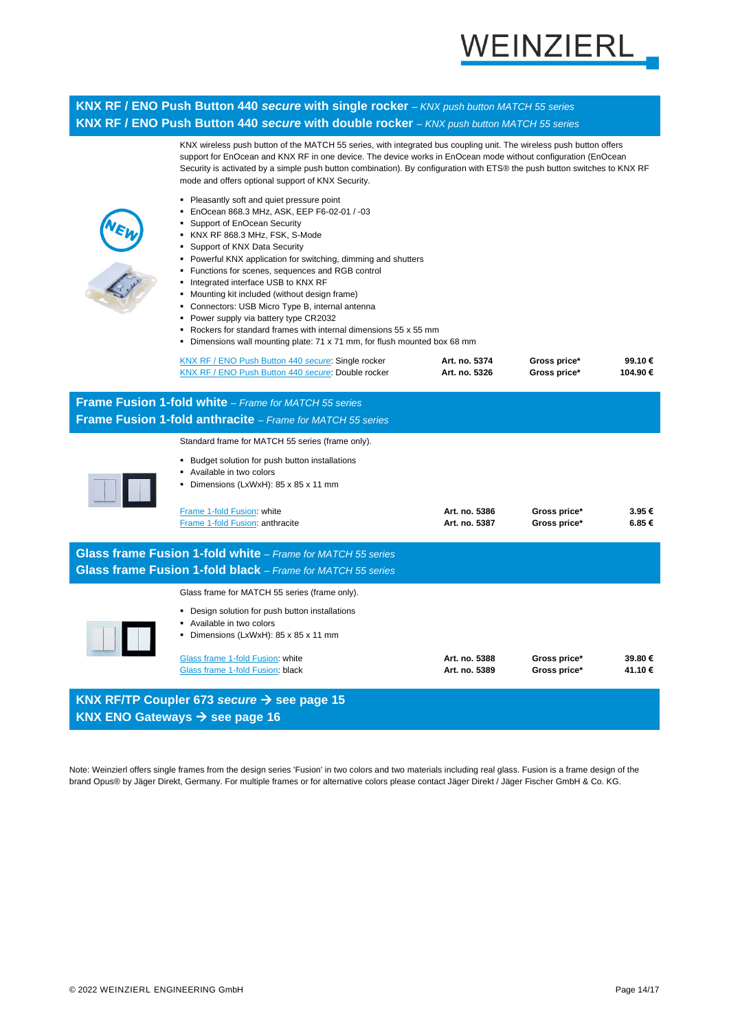## KNX RF / ENO Push Button 440 *secure* with single rocker – *KNX push button MATCH 55 series*
## KNX RF / ENO Push Button 440 *secure* with double rocker – *KNX push button MATCH 55 series*

KNX wireless push button of the MATCH 55 series, with integrated bus coupling unit. The wireless push button offers support for EnOcean and KNX RF in one device. The device works in EnOcean mode without configuration (EnOcean Security is activated by a simple push button combination). By configuration with ETS® the push button switches to KNX RF mode and offers optional support of KNX Security.

- Pleasantly soft and quiet pressure point
- EnOcean 868.3 MHz, ASK, EEP F6-02-01 / -03
- Support of EnOcean Security
- KNX RF 868.3 MHz, FSK, S-Mode
- Support of KNX Data Security
- Powerful KNX application for switching, dimming and shutters
- Functions for scenes, sequences and RGB control
- Integrated interface USB to KNX RF
- Mounting kit included (without design frame)
- Connectors: USB Micro Type B, internal antenna
- Power supply via battery type CR2032
- Rockers for standard frames with internal dimensions 55 x 55 mm
- Dimensions wall mounting plate: 71 x 71 mm, for flush mounted box 68 mm

| | | | |
|---|---|---|---|
| KNX RF / ENO Push Button 440 *secure*: Single rocker | Art. no. 5374 | Gross price* | 99.10 € |
| KNX RF / ENO Push Button 440 *secure*: Double rocker | Art. no. 5326 | Gross price* | 104.90 € |

## Frame Fusion 1-fold white – *Frame for MATCH 55 series*
## Frame Fusion 1-fold anthracite – *Frame for MATCH 55 series*

Standard frame for MATCH 55 series (frame only).

- Budget solution for push button installations
- Available in two colors
- Dimensions (LxWxH): 85 x 85 x 11 mm

| | | | |
|---|---|---|---|
| Frame 1-fold Fusion: white | Art. no. 5386 | Gross price* | 3.95 € |
| Frame 1-fold Fusion: anthracite | Art. no. 5387 | Gross price* | 6.85 € |

## Glass frame Fusion 1-fold white – *Frame for MATCH 55 series*
## Glass frame Fusion 1-fold black – *Frame for MATCH 55 series*

Glass frame for MATCH 55 series (frame only).

- Design solution for push button installations
- Available in two colors
- Dimensions (LxWxH): 85 x 85 x 11 mm

| | | | |
|---|---|---|---|
| Glass frame 1-fold Fusion: white | Art. no. 5388 | Gross price* | 39.80 € |
| Glass frame 1-fold Fusion: black | Art. no. 5389 | Gross price* | 41.10 € |

## KNX RF/TP Coupler 673 *secure* → see page 15
## KNX ENO Gateways → see page 16

Note: Weinzierl offers single frames from the design series 'Fusion' in two colors and two materials including real glass. Fusion is a frame design of the brand Opus® by Jäger Direkt, Germany. For multiple frames or for alternative colors please contact Jäger Direkt / Jäger Fischer GmbH & Co. KG.

© 2022 WEINZIERL ENGINEERING GmbH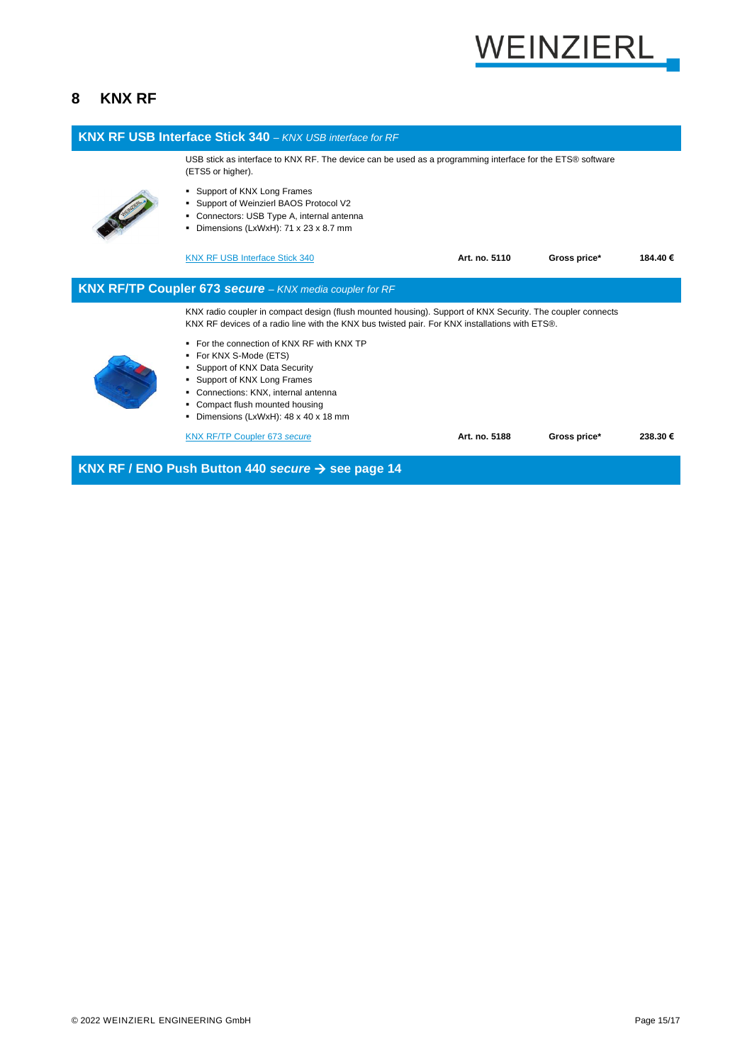# 8 KNX RF

## KNX RF USB Interface Stick 340 – *KNX USB interface for RF*

USB stick as interface to KNX RF. The device can be used as a programming interface for the ETS® software (ETS5 or higher).

- Support of KNX Long Frames
- Support of Weinzierl BAOS Protocol V2
- Connectors: USB Type A, internal antenna
- Dimensions (LxWxH): 71 x 23 x 8.7 mm

| KNX RF USB Interface Stick 340 | **Art. no. 5110** | **Gross price*** | **184.40 €** |
|---|---|---|---|

## KNX RF/TP Coupler 673 *secure* – *KNX media coupler for RF*

KNX radio coupler in compact design (flush mounted housing). Support of KNX Security. The coupler connects KNX RF devices of a radio line with the KNX bus twisted pair. For KNX installations with ETS®.

- For the connection of KNX RF with KNX TP
- For KNX S-Mode (ETS)
- Support of KNX Data Security
- Support of KNX Long Frames
- Connections: KNX, internal antenna
- Compact flush mounted housing
- Dimensions (LxWxH): 48 x 40 x 18 mm

| KNX RF/TP Coupler 673 *secure* | **Art. no. 5188** | **Gross price*** | **238.30 €** |
|---|---|---|---|

## KNX RF / ENO Push Button 440 *secure* → see page 14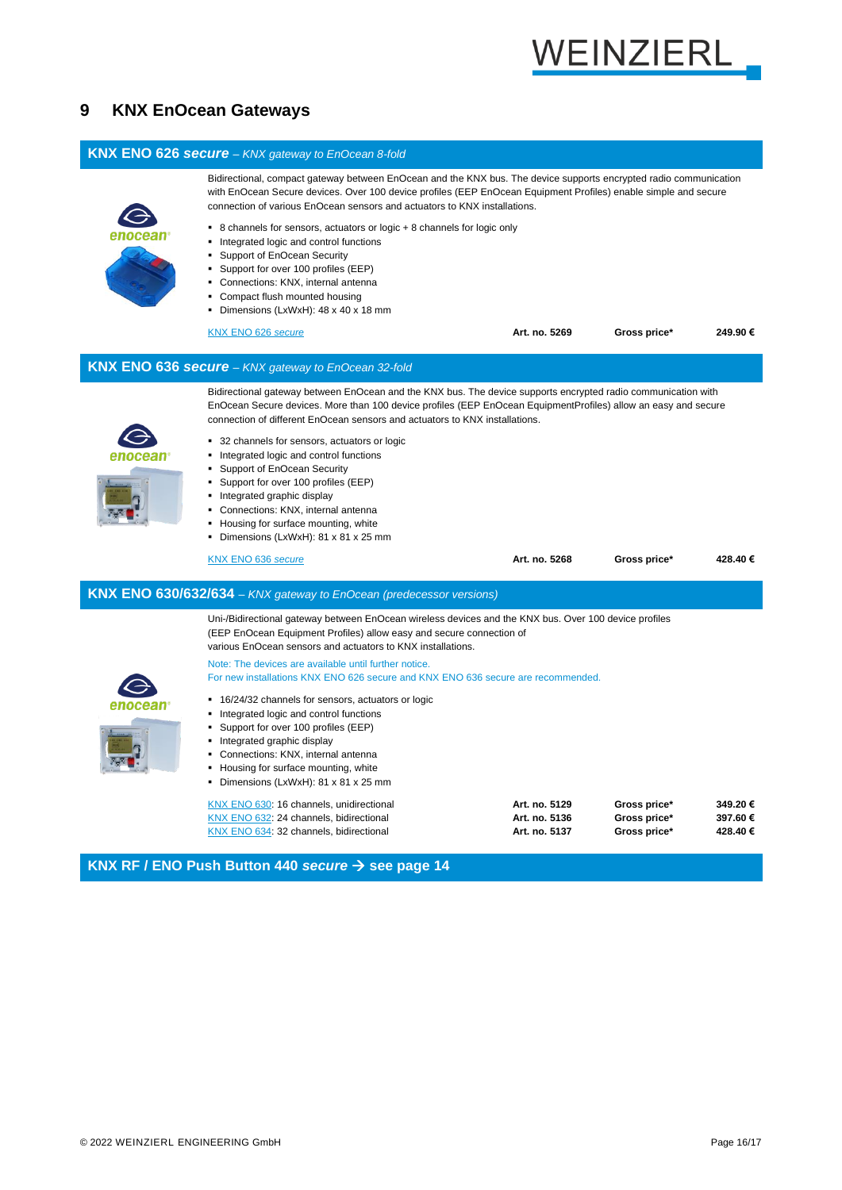# 9 KNX EnOcean Gateways

## KNX ENO 626 *secure* – *KNX gateway to EnOcean 8-fold*

Bidirectional, compact gateway between EnOcean and the KNX bus. The device supports encrypted radio communication with EnOcean Secure devices. Over 100 device profiles (EEP EnOcean Equipment Profiles) enable simple and secure connection of various EnOcean sensors and actuators to KNX installations.

- 8 channels for sensors, actuators or logic + 8 channels for logic only
- Integrated logic and control functions
- Support of EnOcean Security
- Support for over 100 profiles (EEP)
- Connections: KNX, internal antenna
- Compact flush mounted housing
- Dimensions (LxWxH): 48 x 40 x 18 mm

| | | | |
|---|---|---|---|
| KNX ENO 626 *secure* | **Art. no. 5269** | **Gross price*** | **249.90 €** |

## KNX ENO 636 *secure* – *KNX gateway to EnOcean 32-fold*

Bidirectional gateway between EnOcean and the KNX bus. The device supports encrypted radio communication with EnOcean Secure devices. More than 100 device profiles (EEP EnOcean EquipmentProfiles) allow an easy and secure connection of different EnOcean sensors and actuators to KNX installations.

- 32 channels for sensors, actuators or logic
- Integrated logic and control functions
- Support of EnOcean Security
- Support for over 100 profiles (EEP)
- Integrated graphic display
- Connections: KNX, internal antenna
- Housing for surface mounting, white
- Dimensions (LxWxH): 81 x 81 x 25 mm

| | | | |
|---|---|---|---|
| KNX ENO 636 *secure* | **Art. no. 5268** | **Gross price*** | **428.40 €** |

## KNX ENO 630/632/634 – *KNX gateway to EnOcean (predecessor versions)*

Uni-/Bidirectional gateway between EnOcean wireless devices and the KNX bus. Over 100 device profiles (EEP EnOcean Equipment Profiles) allow easy and secure connection of various EnOcean sensors and actuators to KNX installations.

Note: The devices are available until further notice.
For new installations KNX ENO 626 secure and KNX ENO 636 secure are recommended.

- 16/24/32 channels for sensors, actuators or logic
- Integrated logic and control functions
- Support for over 100 profiles (EEP)
- Integrated graphic display
- Connections: KNX, internal antenna
- Housing for surface mounting, white
- Dimensions (LxWxH): 81 x 81 x 25 mm

| | | | |
|---|---|---|---|
| KNX ENO 630: 16 channels, unidirectional | **Art. no. 5129** | **Gross price*** | **349.20 €** |
| KNX ENO 632: 24 channels, bidirectional | **Art. no. 5136** | **Gross price*** | **397.60 €** |
| KNX ENO 634: 32 channels, bidirectional | **Art. no. 5137** | **Gross price*** | **428.40 €** |

## KNX RF / ENO Push Button 440 *secure* → see page 14

© 2022 WEINZIERL ENGINEERING GmbH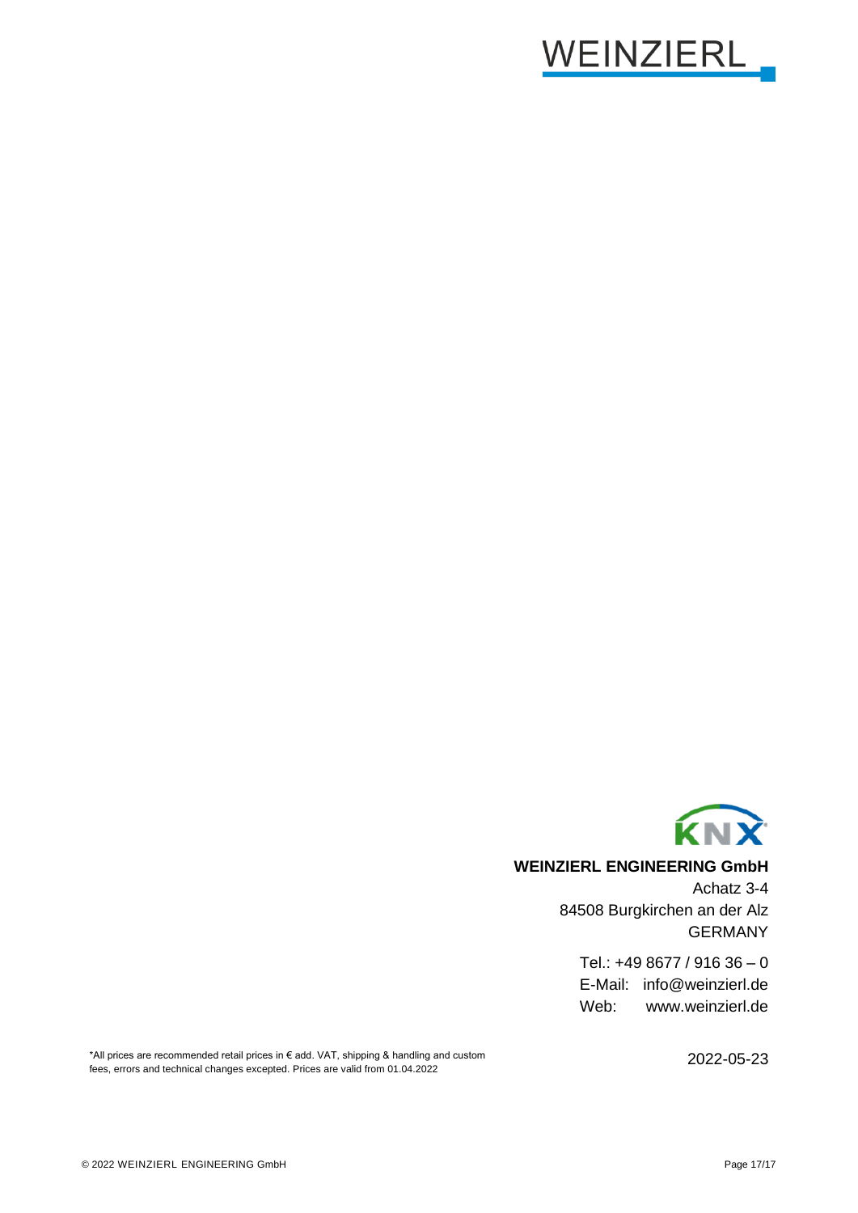**WEINZIERL ENGINEERING GmbH**

Achatz 3-4

84508 Burgkirchen an der Alz

GERMANY

Tel.: +49 8677 / 916 36 – 0

E-Mail: info@weinzierl.de

Web: www.weinzierl.de

*All prices are recommended retail prices in € add. VAT, shipping & handling and custom fees, errors and technical changes excepted. Prices are valid from 01.04.2022

2022-05-23